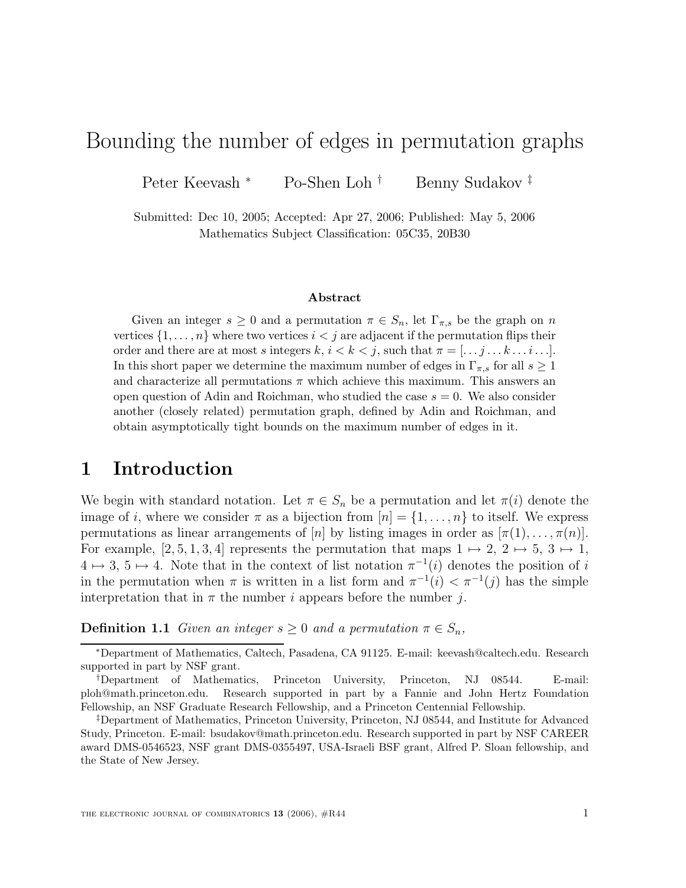# Bounding the number of edges in permutation graphs

Peter Keevash [*] Po-Shen Loh [†] Benny Sudakov [‡]

Submitted: Dec 10, 2005; Accepted: Apr 27, 2006; Published: May 5, 2006
Mathematics Subject Classification: 05C35, 20B30

### Abstract

Given an integer $s \geq 0$ and a permutation $\pi \in S_n$, let $\Gamma_{\pi,s}$ be the graph on $n$ vertices $\{1, \ldots, n\}$ where two vertices $i < j$ are adjacent if the permutation flips their order and there are at most $s$ integers $k$, $i < k < j$, such that $\pi = [\ldots j \ldots k \ldots i \ldots]$. In this short paper we determine the maximum number of edges in $\Gamma_{\pi,s}$ for all $s \geq 1$ and characterize all permutations $\pi$ which achieve this maximum. This answers an open question of Adin and Roichman, who studied the case $s = 0$. We also consider another (closely related) permutation graph, defined by Adin and Roichman, and obtain asymptotically tight bounds on the maximum number of edges in it.

## 1 Introduction

We begin with standard notation. Let $\pi \in S_n$ be a permutation and let $\pi(i)$ denote the image of $i$, where we consider $\pi$ as a bijection from $[n] = \{1, \ldots, n\}$ to itself. We express permutations as linear arrangements of $[n]$ by listing images in order as $[\pi(1), \ldots, \pi(n)]$. For example, $[2, 5, 1, 3, 4]$ represents the permutation that maps $1 \mapsto 2$, $2 \mapsto 5$, $3 \mapsto 1$, $4 \mapsto 3$, $5 \mapsto 4$. Note that in the context of list notation $\pi^{-1}(i)$ denotes the position of $i$ in the permutation when $\pi$ is written in a list form and $\pi^{-1}(i) < \pi^{-1}(j)$ has the simple interpretation that in $\pi$ the number $i$ appears before the number $j$.

**Definition 1.1** *Given an integer $s \geq 0$ and a permutation $\pi \in S_n$,*

---

[*] Department of Mathematics, Caltech, Pasadena, CA 91125. E-mail: keevash@caltech.edu. Research supported in part by NSF grant.

[†] Department of Mathematics, Princeton University, Princeton, NJ 08544. E-mail: ploh@math.princeton.edu. Research supported in part by a Fannie and John Hertz Foundation Fellowship, an NSF Graduate Research Fellowship, and a Princeton Centennial Fellowship.

[‡] Department of Mathematics, Princeton University, Princeton, NJ 08544, and Institute for Advanced Study, Princeton. E-mail: bsudakov@math.princeton.edu. Research supported in part by NSF CAREER award DMS-0546523, NSF grant DMS-0355497, USA-Israeli BSF grant, Alfred P. Sloan fellowship, and the State of New Jersey.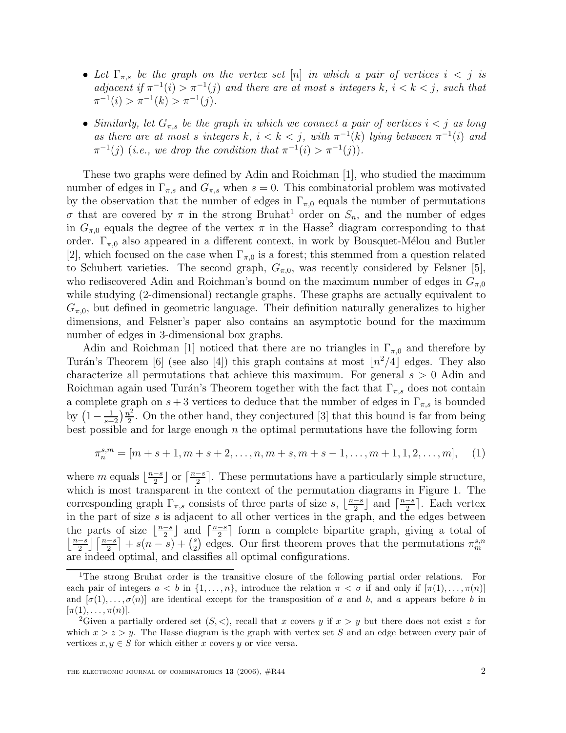- *Let $\Gamma_{\pi,s}$ be the graph on the vertex set $[n]$ in which a pair of vertices $i < j$ is adjacent if $\pi^{-1}(i) > \pi^{-1}(j)$ and there are at most $s$ integers $k$, $i < k < j$, such that $\pi^{-1}(i) > \pi^{-1}(k) > \pi^{-1}(j)$.*
- *Similarly, let $G_{\pi,s}$ be the graph in which we connect a pair of vertices $i < j$ as long as there are at most $s$ integers $k$, $i < k < j$, with $\pi^{-1}(k)$ lying between $\pi^{-1}(i)$ and $\pi^{-1}(j)$ (i.e., we drop the condition that $\pi^{-1}(i) > \pi^{-1}(j)$).*

These two graphs were defined by Adin and Roichman [1], who studied the maximum number of edges in $\Gamma_{\pi,s}$ and $G_{\pi,s}$ when $s = 0$. This combinatorial problem was motivated by the observation that the number of edges in $\Gamma_{\pi,0}$ equals the number of permutations $\sigma$ that are covered by $\pi$ in the strong Bruhat[1] order on $S_n$, and the number of edges in $G_{\pi,0}$ equals the degree of the vertex $\pi$ in the Hasse[2] diagram corresponding to that order. $\Gamma_{\pi,0}$ also appeared in a different context, in work by Bousquet-Mélou and Butler [2], which focused on the case when $\Gamma_{\pi,0}$ is a forest; this stemmed from a question related to Schubert varieties. The second graph, $G_{\pi,0}$, was recently considered by Felsner [5], who rediscovered Adin and Roichman's bound on the maximum number of edges in $G_{\pi,0}$ while studying (2-dimensional) rectangle graphs. These graphs are actually equivalent to $G_{\pi,0}$, but defined in geometric language. Their definition naturally generalizes to higher dimensions, and Felsner's paper also contains an asymptotic bound for the maximum number of edges in 3-dimensional box graphs.

Adin and Roichman [1] noticed that there are no triangles in $\Gamma_{\pi,0}$ and therefore by Turán's Theorem [6] (see also [4]) this graph contains at most $\lfloor n^2/4 \rfloor$ edges. They also characterize all permutations that achieve this maximum. For general $s > 0$ Adin and Roichman again used Turán's Theorem together with the fact that $\Gamma_{\pi,s}$ does not contain a complete graph on $s+3$ vertices to deduce that the number of edges in $\Gamma_{\pi,s}$ is bounded by $\left(1 - \frac{1}{s+2}\right)\frac{n^2}{2}$. On the other hand, they conjectured [3] that this bound is far from being best possible and for large enough $n$ the optimal permutations have the following form

$$\pi_n^{s,m} = [m+s+1, m+s+2, \ldots, n, m+s, m+s-1, \ldots, m+1, 1, 2, \ldots, m], \quad (1)$$

where $m$ equals $\lfloor \frac{n-s}{2} \rfloor$ or $\lceil \frac{n-s}{2} \rceil$. These permutations have a particularly simple structure, which is most transparent in the context of the permutation diagrams in Figure 1. The corresponding graph $\Gamma_{\pi,s}$ consists of three parts of size $s$, $\lfloor \frac{n-s}{2} \rfloor$ and $\lceil \frac{n-s}{2} \rceil$. Each vertex in the part of size $s$ is adjacent to all other vertices in the graph, and the edges between the parts of size $\lfloor \frac{n-s}{2} \rfloor$ and $\lceil \frac{n-s}{2} \rceil$ form a complete bipartite graph, giving a total of $\lfloor \frac{n-s}{2} \rfloor \lceil \frac{n-s}{2} \rceil + s(n-s) + \binom{s}{2}$ edges. Our first theorem proves that the permutations $\pi_m^{s,n}$ are indeed optimal, and classifies all optimal configurations.

---

[1] The strong Bruhat order is the transitive closure of the following partial order relations. For each pair of integers $a < b$ in $\{1, \ldots, n\}$, introduce the relation $\pi < \sigma$ if and only if $[\pi(1), \ldots, \pi(n)]$ and $[\sigma(1), \ldots, \sigma(n)]$ are identical except for the transposition of $a$ and $b$, and $a$ appears before $b$ in $[\pi(1), \ldots, \pi(n)]$.

[2] Given a partially ordered set $(S, <)$, recall that $x$ covers $y$ if $x > y$ but there does not exist $z$ for which $x > z > y$. The Hasse diagram is the graph with vertex set $S$ and an edge between every pair of vertices $x, y \in S$ for which either $x$ covers $y$ or vice versa.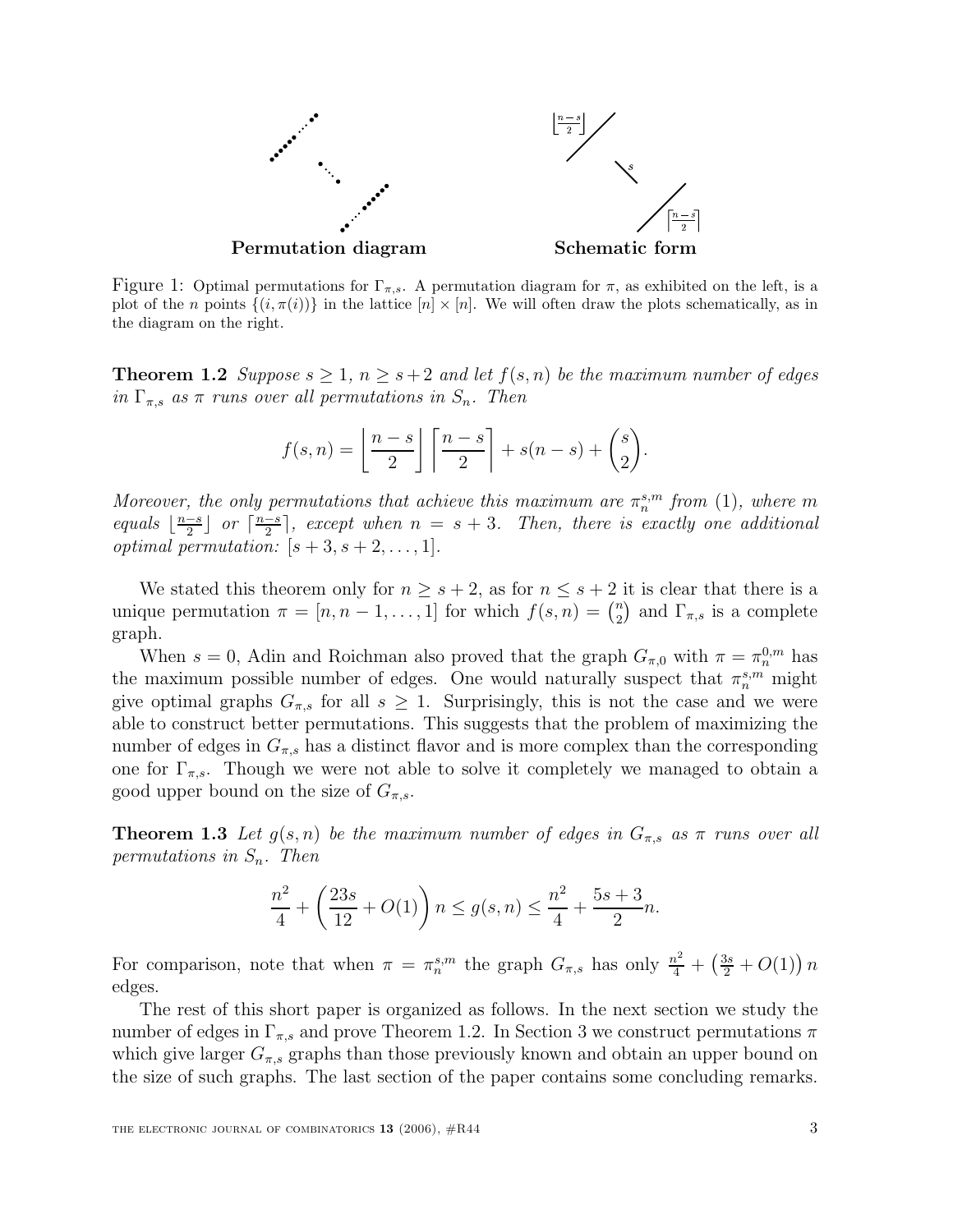**Permutation diagram** **Schematic form**

Figure 1: Optimal permutations for $\Gamma_{\pi,s}$. A permutation diagram for $\pi$, as exhibited on the left, is a plot of the $n$ points $\{(i, \pi(i))\}$ in the lattice $[n] \times [n]$. We will often draw the plots schematically, as in the diagram on the right.

**Theorem 1.2** *Suppose $s \geq 1$, $n \geq s+2$ and let $f(s,n)$ be the maximum number of edges in $\Gamma_{\pi,s}$ as $\pi$ runs over all permutations in $S_n$. Then*

$$f(s,n) = \left\lfloor \frac{n-s}{2} \right\rfloor \left\lceil \frac{n-s}{2} \right\rceil + s(n-s) + \binom{s}{2}.$$

*Moreover, the only permutations that achieve this maximum are $\pi_n^{s,m}$ from (1), where $m$ equals $\lfloor \frac{n-s}{2} \rfloor$ or $\lceil \frac{n-s}{2} \rceil$, except when $n = s+3$. Then, there is exactly one additional optimal permutation: $[s+3, s+2, \ldots, 1]$.*

We stated this theorem only for $n \geq s+2$, as for $n \leq s+2$ it is clear that there is a unique permutation $\pi = [n, n-1, \ldots, 1]$ for which $f(s,n) = \binom{n}{2}$ and $\Gamma_{\pi,s}$ is a complete graph.

When $s = 0$, Adin and Roichman also proved that the graph $G_{\pi,0}$ with $\pi = \pi_n^{0,m}$ has the maximum possible number of edges. One would naturally suspect that $\pi_n^{s,m}$ might give optimal graphs $G_{\pi,s}$ for all $s \geq 1$. Surprisingly, this is not the case and we were able to construct better permutations. This suggests that the problem of maximizing the number of edges in $G_{\pi,s}$ has a distinct flavor and is more complex than the corresponding one for $\Gamma_{\pi,s}$. Though we were not able to solve it completely we managed to obtain a good upper bound on the size of $G_{\pi,s}$.

**Theorem 1.3** *Let $g(s,n)$ be the maximum number of edges in $G_{\pi,s}$ as $\pi$ runs over all permutations in $S_n$. Then*

$$\frac{n^2}{4} + \left(\frac{23s}{12} + O(1)\right)n \leq g(s,n) \leq \frac{n^2}{4} + \frac{5s+3}{2}n.$$

For comparison, note that when $\pi = \pi_n^{s,m}$ the graph $G_{\pi,s}$ has only $\frac{n^2}{4} + \left(\frac{3s}{2} + O(1)\right)n$ edges.

The rest of this short paper is organized as follows. In the next section we study the number of edges in $\Gamma_{\pi,s}$ and prove Theorem 1.2. In Section 3 we construct permutations $\pi$ which give larger $G_{\pi,s}$ graphs than those previously known and obtain an upper bound on the size of such graphs. The last section of the paper contains some concluding remarks.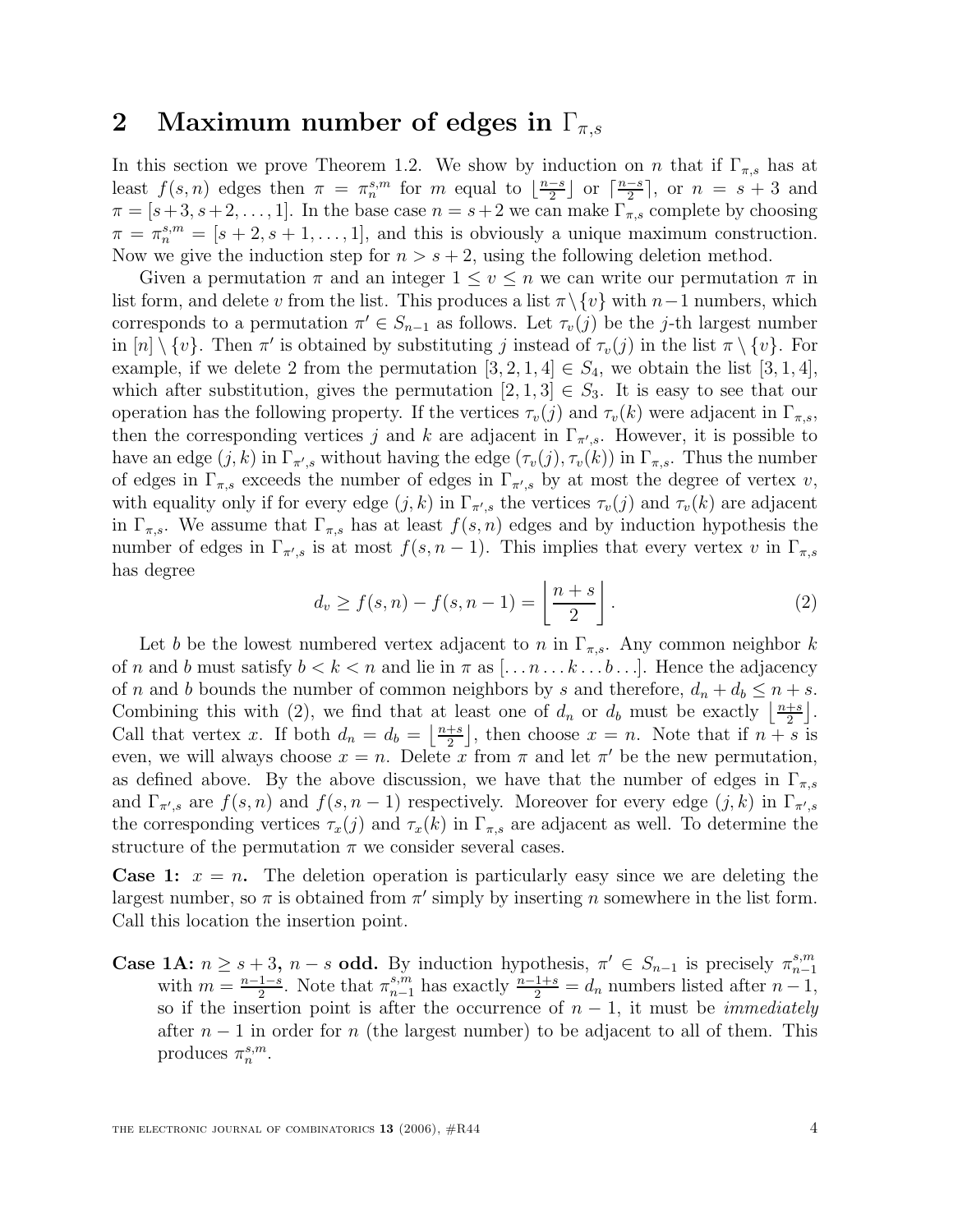## 2 Maximum number of edges in $\Gamma_{\pi,s}$

In this section we prove Theorem 1.2. We show by induction on $n$ that if $\Gamma_{\pi,s}$ has at least $f(s,n)$ edges then $\pi = \pi_n^{s,m}$ for $m$ equal to $\lfloor \frac{n-s}{2} \rfloor$ or $\lceil \frac{n-s}{2} \rceil$, or $n = s+3$ and $\pi = [s+3, s+2, \ldots, 1]$. In the base case $n = s+2$ we can make $\Gamma_{\pi,s}$ complete by choosing $\pi = \pi_n^{s,m} = [s+2, s+1, \ldots, 1]$, and this is obviously a unique maximum construction. Now we give the induction step for $n > s+2$, using the following deletion method.

Given a permutation $\pi$ and an integer $1 \le v \le n$ we can write our permutation $\pi$ in list form, and delete $v$ from the list. This produces a list $\pi \setminus \{v\}$ with $n-1$ numbers, which corresponds to a permutation $\pi' \in S_{n-1}$ as follows. Let $\tau_v(j)$ be the $j$-th largest number in $[n] \setminus \{v\}$. Then $\pi'$ is obtained by substituting $j$ instead of $\tau_v(j)$ in the list $\pi \setminus \{v\}$. For example, if we delete 2 from the permutation $[3, 2, 1, 4] \in S_4$, we obtain the list $[3, 1, 4]$, which after substitution, gives the permutation $[2, 1, 3] \in S_3$. It is easy to see that our operation has the following property. If the vertices $\tau_v(j)$ and $\tau_v(k)$ were adjacent in $\Gamma_{\pi,s}$, then the corresponding vertices $j$ and $k$ are adjacent in $\Gamma_{\pi',s}$. However, it is possible to have an edge $(j,k)$ in $\Gamma_{\pi',s}$ without having the edge $(\tau_v(j), \tau_v(k))$ in $\Gamma_{\pi,s}$. Thus the number of edges in $\Gamma_{\pi,s}$ exceeds the number of edges in $\Gamma_{\pi',s}$ by at most the degree of vertex $v$, with equality only if for every edge $(j,k)$ in $\Gamma_{\pi',s}$ the vertices $\tau_v(j)$ and $\tau_v(k)$ are adjacent in $\Gamma_{\pi,s}$. We assume that $\Gamma_{\pi,s}$ has at least $f(s,n)$ edges and by induction hypothesis the number of edges in $\Gamma_{\pi',s}$ is at most $f(s,n-1)$. This implies that every vertex $v$ in $\Gamma_{\pi,s}$ has degree

$$d_v \ge f(s,n) - f(s,n-1) = \left\lfloor \frac{n+s}{2} \right\rfloor. \tag{2}$$

Let $b$ be the lowest numbered vertex adjacent to $n$ in $\Gamma_{\pi,s}$. Any common neighbor $k$ of $n$ and $b$ must satisfy $b < k < n$ and lie in $\pi$ as $[\ldots n \ldots k \ldots b \ldots]$. Hence the adjacency of $n$ and $b$ bounds the number of common neighbors by $s$ and therefore, $d_n + d_b \le n + s$. Combining this with (2), we find that at least one of $d_n$ or $d_b$ must be exactly $\lfloor \frac{n+s}{2} \rfloor$. Call that vertex $x$. If both $d_n = d_b = \lfloor \frac{n+s}{2} \rfloor$, then choose $x = n$. Note that if $n+s$ is even, we will always choose $x = n$. Delete $x$ from $\pi$ and let $\pi'$ be the new permutation, as defined above. By the above discussion, we have that the number of edges in $\Gamma_{\pi,s}$ and $\Gamma_{\pi',s}$ are $f(s,n)$ and $f(s,n-1)$ respectively. Moreover for every edge $(j,k)$ in $\Gamma_{\pi',s}$ the corresponding vertices $\tau_x(j)$ and $\tau_x(k)$ in $\Gamma_{\pi,s}$ are adjacent as well. To determine the structure of the permutation $\pi$ we consider several cases.

**Case 1: $x = n$.** The deletion operation is particularly easy since we are deleting the largest number, so $\pi$ is obtained from $\pi'$ simply by inserting $n$ somewhere in the list form. Call this location the insertion point.

**Case 1A: $n \ge s+3$, $n-s$ odd.** By induction hypothesis, $\pi' \in S_{n-1}$ is precisely $\pi_{n-1}^{s,m}$ with $m = \frac{n-1-s}{2}$. Note that $\pi_{n-1}^{s,m}$ has exactly $\frac{n-1+s}{2} = d_n$ numbers listed after $n-1$, so if the insertion point is after the occurrence of $n-1$, it must be *immediately* after $n-1$ in order for $n$ (the largest number) to be adjacent to all of them. This produces $\pi_n^{s,m}$.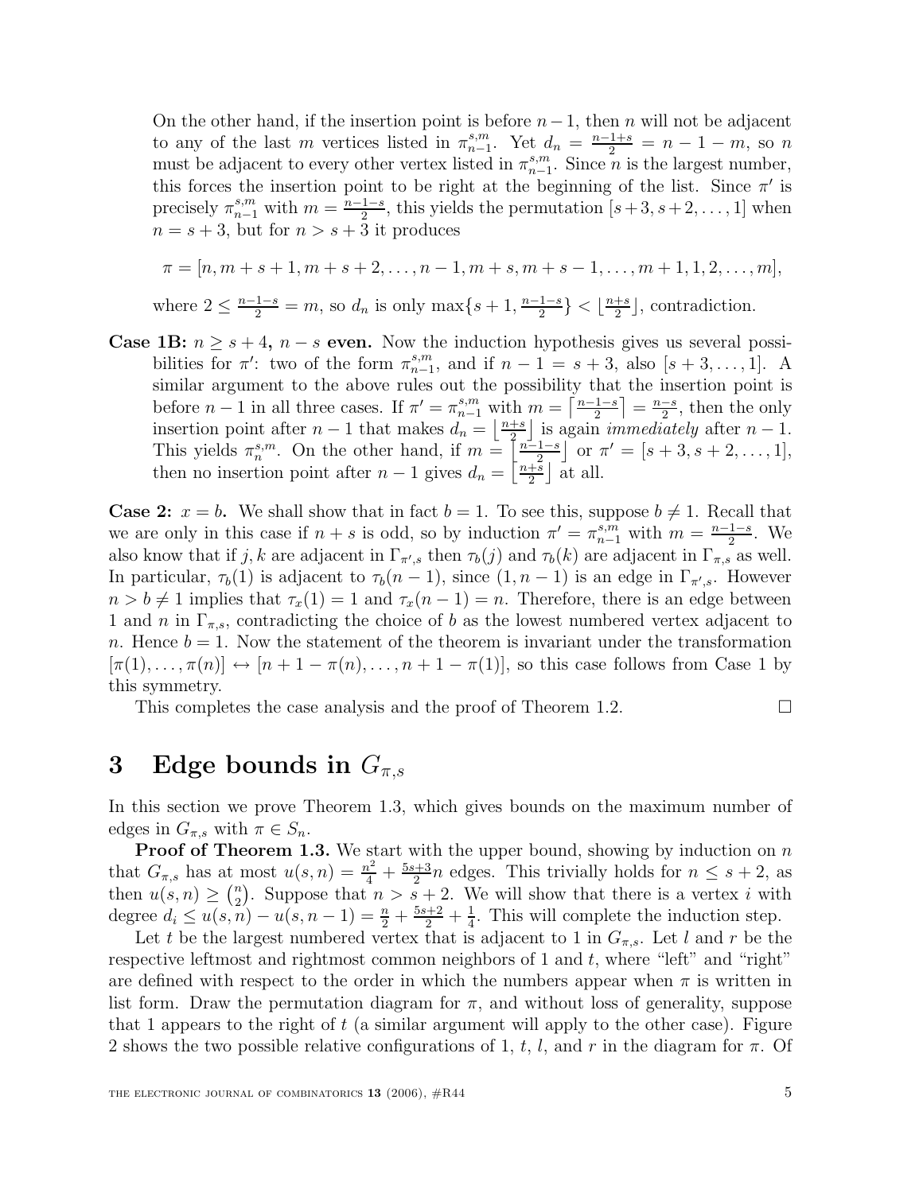On the other hand, if the insertion point is before $n-1$, then $n$ will not be adjacent to any of the last $m$ vertices listed in $\pi_{n-1}^{s,m}$. Yet $d_n = \frac{n-1+s}{2} = n-1-m$, so $n$ must be adjacent to every other vertex listed in $\pi_{n-1}^{s,m}$. Since $n$ is the largest number, this forces the insertion point to be right at the beginning of the list. Since $\pi'$ is precisely $\pi_{n-1}^{s,m}$ with $m = \frac{n-1-s}{2}$, this yields the permutation $[s+3, s+2, \ldots, 1]$ when $n = s+3$, but for $n > s+3$ it produces

$$\pi = [n, m+s+1, m+s+2, \ldots, n-1, m+s, m+s-1, \ldots, m+1, 1, 2, \ldots, m],$$

where $2 \leq \frac{n-1-s}{2} = m$, so $d_n$ is only $\max\{s+1, \frac{n-1-s}{2}\} < \lfloor \frac{n+s}{2} \rfloor$, contradiction.

**Case 1B:** $n \geq s+4$**,** $n-s$ **even.** Now the induction hypothesis gives us several possibilities for $\pi'$: two of the form $\pi_{n-1}^{s,m}$, and if $n-1 = s+3$, also $[s+3, \ldots, 1]$. A similar argument to the above rules out the possibility that the insertion point is before $n-1$ in all three cases. If $\pi' = \pi_{n-1}^{s,m}$ with $m = \left\lceil \frac{n-1-s}{2} \right\rceil = \frac{n-s}{2}$, then the only insertion point after $n-1$ that makes $d_n = \left\lfloor \frac{n+s}{2} \right\rfloor$ is again *immediately* after $n-1$. This yields $\pi_n^{s,m}$. On the other hand, if $m = \left\lfloor \frac{n-1-s}{2} \right\rfloor$ or $\pi' = [s+3, s+2, \ldots, 1]$, then no insertion point after $n-1$ gives $d_n = \left\lfloor \frac{n+s}{2} \right\rfloor$ at all.

**Case 2:** $x = b$**.** We shall show that in fact $b = 1$. To see this, suppose $b \neq 1$. Recall that we are only in this case if $n+s$ is odd, so by induction $\pi' = \pi_{n-1}^{s,m}$ with $m = \frac{n-1-s}{2}$. We also know that if $j, k$ are adjacent in $\Gamma_{\pi',s}$ then $\tau_b(j)$ and $\tau_b(k)$ are adjacent in $\Gamma_{\pi,s}$ as well. In particular, $\tau_b(1)$ is adjacent to $\tau_b(n-1)$, since $(1, n-1)$ is an edge in $\Gamma_{\pi',s}$. However $n > b \neq 1$ implies that $\tau_x(1) = 1$ and $\tau_x(n-1) = n$. Therefore, there is an edge between 1 and $n$ in $\Gamma_{\pi,s}$, contradicting the choice of $b$ as the lowest numbered vertex adjacent to $n$. Hence $b = 1$. Now the statement of the theorem is invariant under the transformation $[\pi(1), \ldots, \pi(n)] \leftrightarrow [n+1-\pi(n), \ldots, n+1-\pi(1)]$, so this case follows from Case 1 by this symmetry.

This completes the case analysis and the proof of Theorem 1.2. □

# 3 Edge bounds in $G_{\pi,s}$

In this section we prove Theorem 1.3, which gives bounds on the maximum number of edges in $G_{\pi,s}$ with $\pi \in S_n$.

**Proof of Theorem 1.3.** We start with the upper bound, showing by induction on $n$ that $G_{\pi,s}$ has at most $u(s,n) = \frac{n^2}{4} + \frac{5s+3}{2}n$ edges. This trivially holds for $n \leq s+2$, as then $u(s,n) \geq \binom{n}{2}$. Suppose that $n > s+2$. We will show that there is a vertex $i$ with degree $d_i \leq u(s,n) - u(s,n-1) = \frac{n}{2} + \frac{5s+2}{2} + \frac{1}{4}$. This will complete the induction step.

Let $t$ be the largest numbered vertex that is adjacent to 1 in $G_{\pi,s}$. Let $l$ and $r$ be the respective leftmost and rightmost common neighbors of 1 and $t$, where "left" and "right" are defined with respect to the order in which the numbers appear when $\pi$ is written in list form. Draw the permutation diagram for $\pi$, and without loss of generality, suppose that 1 appears to the right of $t$ (a similar argument will apply to the other case). Figure 2 shows the two possible relative configurations of 1, $t$, $l$, and $r$ in the diagram for $\pi$. Of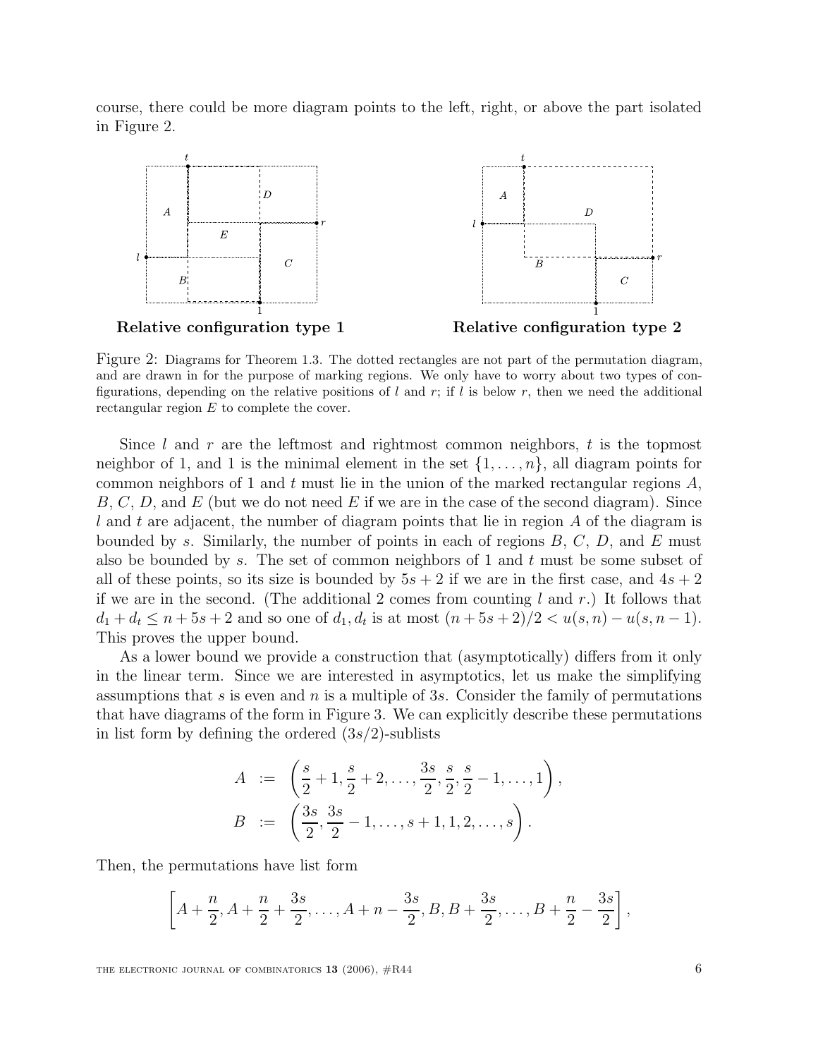course, there could be more diagram points to the left, right, or above the part isolated in Figure 2.

**Relative configuration type 1** **Relative configuration type 2**

Figure 2: Diagrams for Theorem 1.3. The dotted rectangles are not part of the permutation diagram, and are drawn in for the purpose of marking regions. We only have to worry about two types of configurations, depending on the relative positions of $l$ and $r$; if $l$ is below $r$, then we need the additional rectangular region $E$ to complete the cover.

Since $l$ and $r$ are the leftmost and rightmost common neighbors, $t$ is the topmost neighbor of 1, and 1 is the minimal element in the set $\{1, \ldots, n\}$, all diagram points for common neighbors of 1 and $t$ must lie in the union of the marked rectangular regions $A$, $B$, $C$, $D$, and $E$ (but we do not need $E$ if we are in the case of the second diagram). Since $l$ and $t$ are adjacent, the number of diagram points that lie in region $A$ of the diagram is bounded by $s$. Similarly, the number of points in each of regions $B$, $C$, $D$, and $E$ must also be bounded by $s$. The set of common neighbors of 1 and $t$ must be some subset of all of these points, so its size is bounded by $5s + 2$ if we are in the first case, and $4s + 2$ if we are in the second. (The additional 2 comes from counting $l$ and $r$.) It follows that $d_1 + d_t \leq n + 5s + 2$ and so one of $d_1, d_t$ is at most $(n + 5s + 2)/2 < u(s, n) - u(s, n-1)$. This proves the upper bound.

As a lower bound we provide a construction that (asymptotically) differs from it only in the linear term. Since we are interested in asymptotics, let us make the simplifying assumptions that $s$ is even and $n$ is a multiple of $3s$. Consider the family of permutations that have diagrams of the form in Figure 3. We can explicitly describe these permutations in list form by defining the ordered $(3s/2)$-sublists

$$
\begin{aligned}
A &:= \left( \frac{s}{2} + 1, \frac{s}{2} + 2, \ldots, \frac{3s}{2}, \frac{s}{2}, \frac{s}{2} - 1, \ldots, 1 \right), \\
B &:= \left( \frac{3s}{2}, \frac{3s}{2} - 1, \ldots, s + 1, 1, 2, \ldots, s \right).
\end{aligned}
$$

Then, the permutations have list form

$$
\left[ A + \frac{n}{2}, A + \frac{n}{2} + \frac{3s}{2}, \ldots, A + n - \frac{3s}{2}, B, B + \frac{3s}{2}, \ldots, B + \frac{n}{2} - \frac{3s}{2} \right],
$$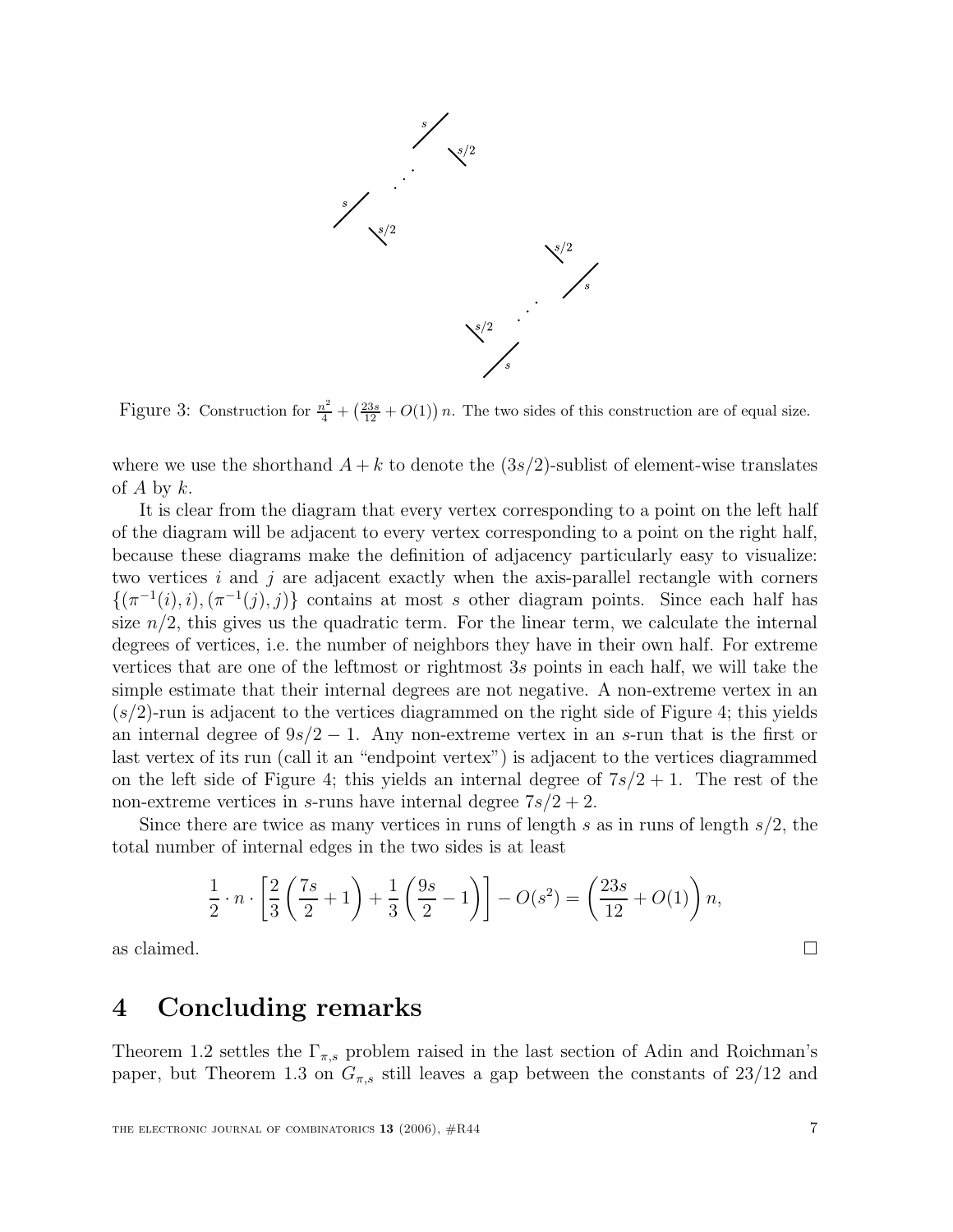Figure 3: Construction for $\frac{n^2}{4} + \left(\frac{23s}{12} + O(1)\right) n$. The two sides of this construction are of equal size.

where we use the shorthand $A + k$ to denote the $(3s/2)$-sublist of element-wise translates of $A$ by $k$.

It is clear from the diagram that every vertex corresponding to a point on the left half of the diagram will be adjacent to every vertex corresponding to a point on the right half, because these diagrams make the definition of adjacency particularly easy to visualize: two vertices $i$ and $j$ are adjacent exactly when the axis-parallel rectangle with corners $\{(\pi^{-1}(i), i), (\pi^{-1}(j), j)\}$ contains at most $s$ other diagram points. Since each half has size $n/2$, this gives us the quadratic term. For the linear term, we calculate the internal degrees of vertices, i.e. the number of neighbors they have in their own half. For extreme vertices that are one of the leftmost or rightmost $3s$ points in each half, we will take the simple estimate that their internal degrees are not negative. A non-extreme vertex in an $(s/2)$-run is adjacent to the vertices diagrammed on the right side of Figure 4; this yields an internal degree of $9s/2 - 1$. Any non-extreme vertex in an $s$-run that is the first or last vertex of its run (call it an "endpoint vertex") is adjacent to the vertices diagrammed on the left side of Figure 4; this yields an internal degree of $7s/2 + 1$. The rest of the non-extreme vertices in $s$-runs have internal degree $7s/2 + 2$.

Since there are twice as many vertices in runs of length $s$ as in runs of length $s/2$, the total number of internal edges in the two sides is at least

$$\frac{1}{2} \cdot n \cdot \left[\frac{2}{3}\left(\frac{7s}{2} + 1\right) + \frac{1}{3}\left(\frac{9s}{2} - 1\right)\right] - O(s^2) = \left(\frac{23s}{12} + O(1)\right) n,$$

as claimed. □

# 4 Concluding remarks

Theorem 1.2 settles the $\Gamma_{\pi,s}$ problem raised in the last section of Adin and Roichman's paper, but Theorem 1.3 on $G_{\pi,s}$ still leaves a gap between the constants of 23/12 and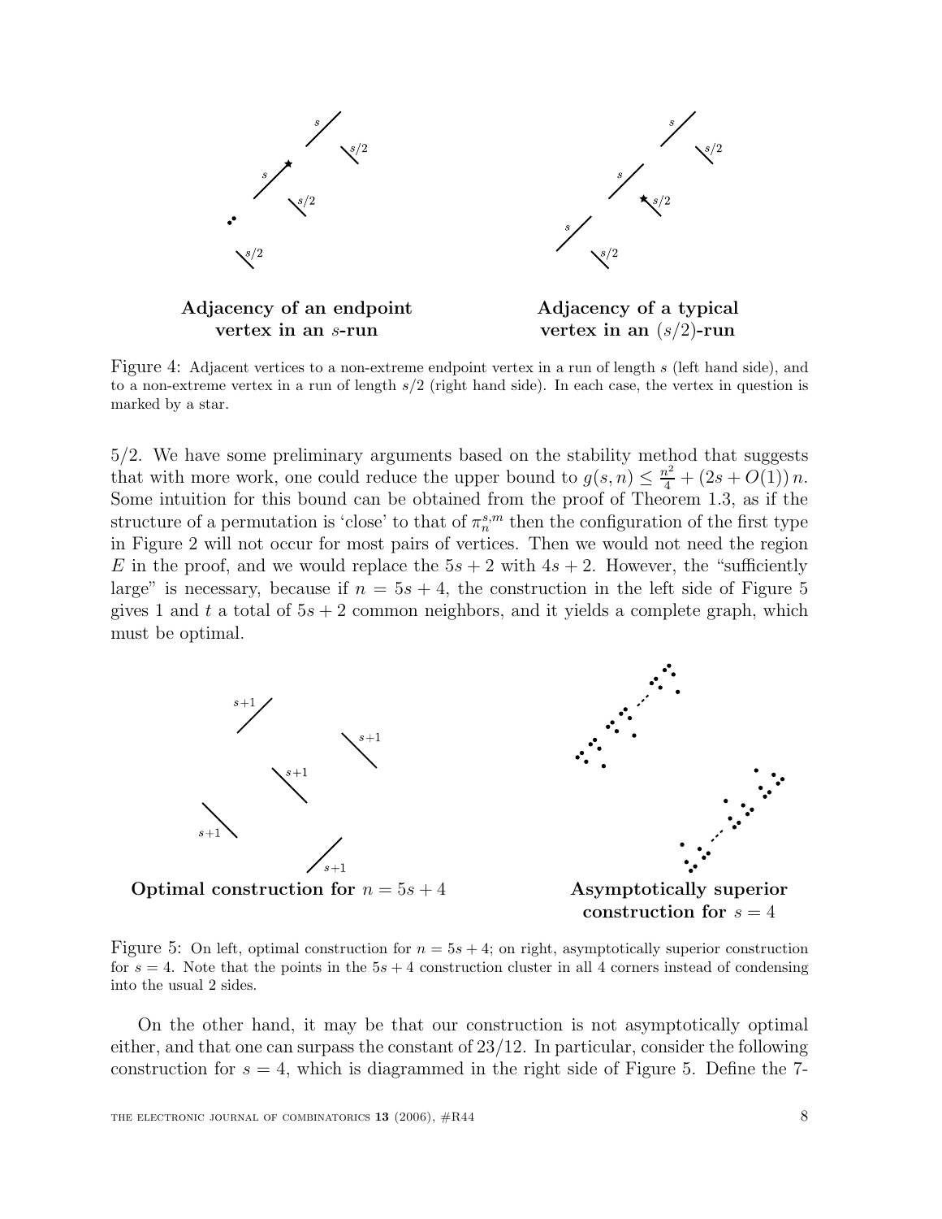**Adjacency of an endpoint vertex in an $s$-run**

**Adjacency of a typical vertex in an $(s/2)$-run**

Figure 4: Adjacent vertices to a non-extreme endpoint vertex in a run of length $s$ (left hand side), and to a non-extreme vertex in a run of length $s/2$ (right hand side). In each case, the vertex in question is marked by a star.

5/2. We have some preliminary arguments based on the stability method that suggests that with more work, one could reduce the upper bound to $g(s, n) \leq \frac{n^2}{4} + (2s + O(1))\, n$. Some intuition for this bound can be obtained from the proof of Theorem 1.3, as if the structure of a permutation is 'close' to that of $\pi_n^{s,m}$ then the configuration of the first type in Figure 2 will not occur for most pairs of vertices. Then we would not need the region $E$ in the proof, and we would replace the $5s + 2$ with $4s + 2$. However, the "sufficiently large" is necessary, because if $n = 5s + 4$, the construction in the left side of Figure 5 gives 1 and $t$ a total of $5s + 2$ common neighbors, and it yields a complete graph, which must be optimal.

**Optimal construction for $n = 5s + 4$**

**Asymptotically superior construction for $s = 4$**

Figure 5: On left, optimal construction for $n = 5s + 4$; on right, asymptotically superior construction for $s = 4$. Note that the points in the $5s + 4$ construction cluster in all 4 corners instead of condensing into the usual 2 sides.

On the other hand, it may be that our construction is not asymptotically optimal either, and that one can surpass the constant of 23/12. In particular, consider the following construction for $s = 4$, which is diagrammed in the right side of Figure 5. Define the 7-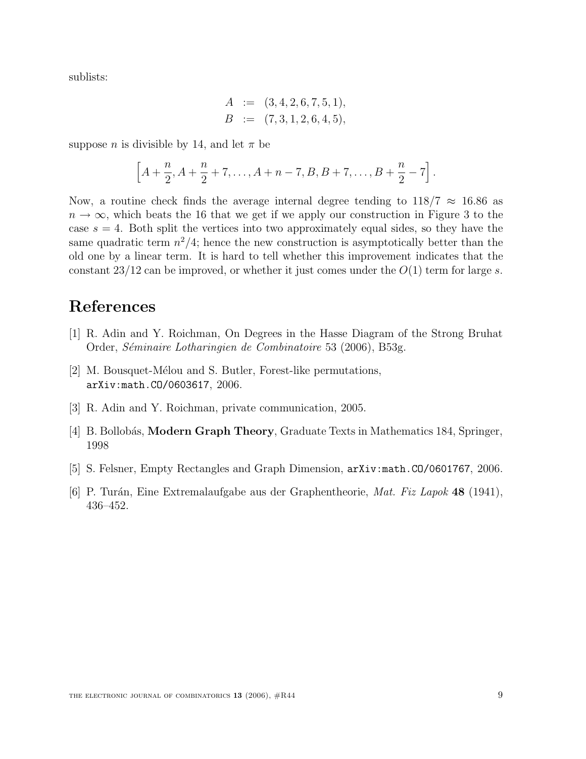sublists:

$$
\begin{aligned}
A &:= (3,4,2,6,7,5,1), \\
B &:= (7,3,1,2,6,4,5),
\end{aligned}
$$

suppose $n$ is divisible by 14, and let $\pi$ be

$$
\left[A+\frac{n}{2}, A+\frac{n}{2}+7, \ldots, A+n-7, B, B+7, \ldots, B+\frac{n}{2}-7\right].
$$

Now, a routine check finds the average internal degree tending to $118/7 \approx 16.86$ as $n \to \infty$, which beats the 16 that we get if we apply our construction in Figure 3 to the case $s = 4$. Both split the vertices into two approximately equal sides, so they have the same quadratic term $n^2/4$; hence the new construction is asymptotically better than the old one by a linear term. It is hard to tell whether this improvement indicates that the constant $23/12$ can be improved, or whether it just comes under the $O(1)$ term for large $s$.

# References

[1] R. Adin and Y. Roichman, On Degrees in the Hasse Diagram of the Strong Bruhat Order, *Séminaire Lotharingien de Combinatoire* 53 (2006), B53g.

[2] M. Bousquet-Mélou and S. Butler, Forest-like permutations, `arXiv:math.CO/0603617`, 2006.

[3] R. Adin and Y. Roichman, private communication, 2005.

[4] B. Bollobás, **Modern Graph Theory**, Graduate Texts in Mathematics 184, Springer, 1998

[5] S. Felsner, Empty Rectangles and Graph Dimension, `arXiv:math.CO/0601767`, 2006.

[6] P. Turán, Eine Extremalaufgabe aus der Graphentheorie, *Mat. Fiz Lapok* **48** (1941), 436–452.